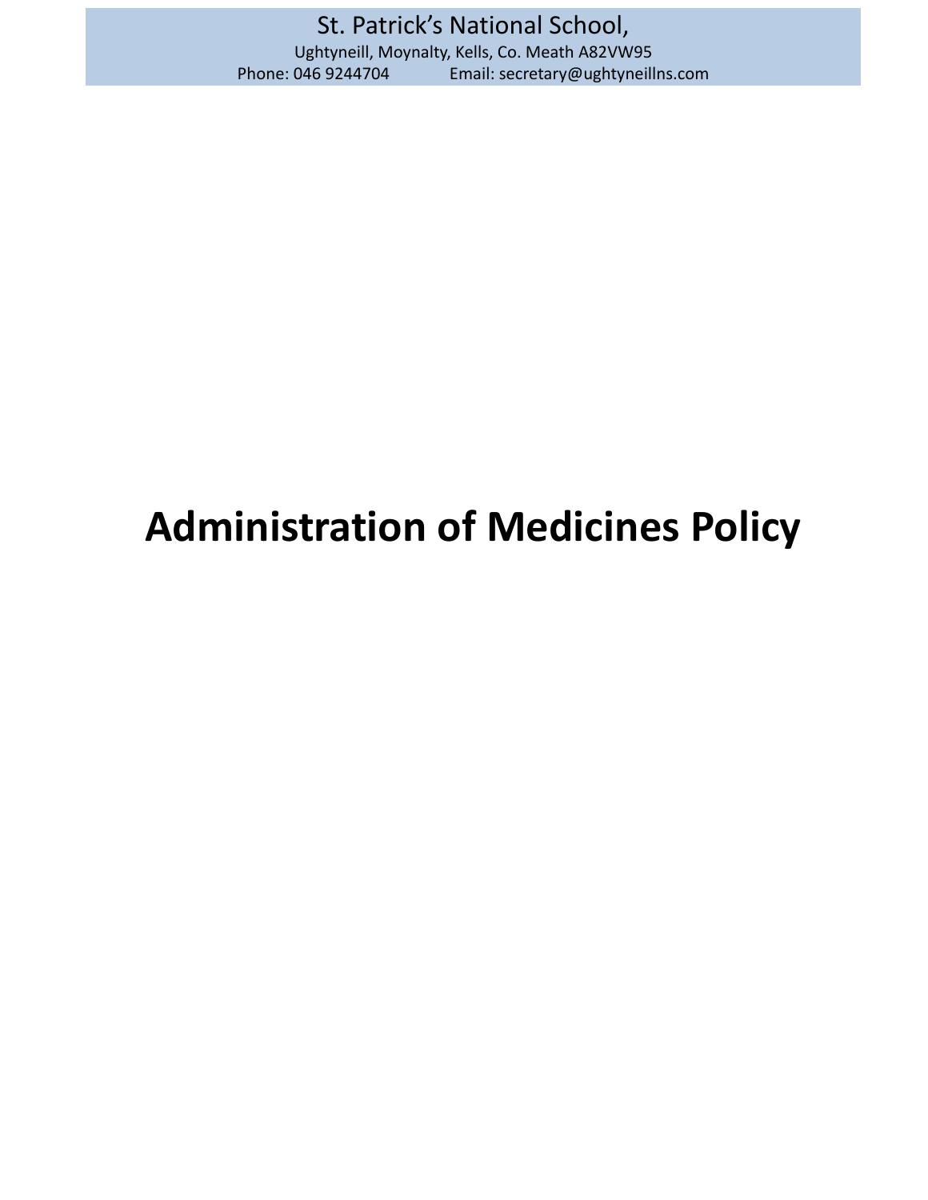St. Patrick's National School,

Ughtyneill, Moynalty, Kells, Co. Meath A82VW95

Phone: 046 9244704 Email: secretary@ughtyneillns.com

# Administration of Medicines Policy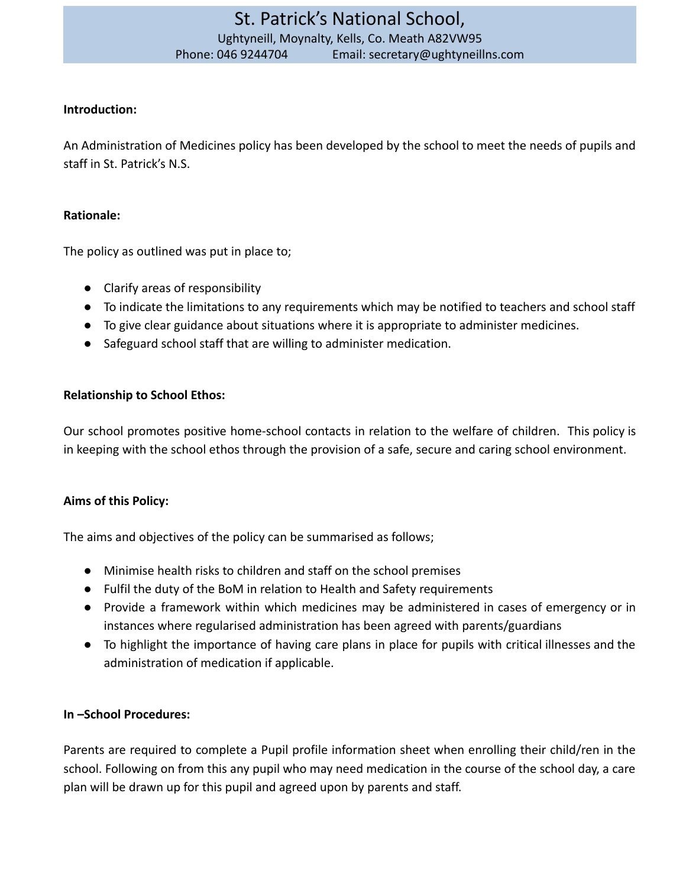# St. Patrick's National School,

Ughtyneill, Moynalty, Kells, Co. Meath A82VW95
Phone: 046 9244704 Email: secretary@ughtyneillns.com

**Introduction:**

An Administration of Medicines policy has been developed by the school to meet the needs of pupils and staff in St. Patrick's N.S.

**Rationale:**

The policy as outlined was put in place to;

- Clarify areas of responsibility
- To indicate the limitations to any requirements which may be notified to teachers and school staff
- To give clear guidance about situations where it is appropriate to administer medicines.
- Safeguard school staff that are willing to administer medication.

**Relationship to School Ethos:**

Our school promotes positive home-school contacts in relation to the welfare of children. This policy is in keeping with the school ethos through the provision of a safe, secure and caring school environment.

**Aims of this Policy:**

The aims and objectives of the policy can be summarised as follows;

- Minimise health risks to children and staff on the school premises
- Fulfil the duty of the BoM in relation to Health and Safety requirements
- Provide a framework within which medicines may be administered in cases of emergency or in instances where regularised administration has been agreed with parents/guardians
- To highlight the importance of having care plans in place for pupils with critical illnesses and the administration of medication if applicable.

**In –School Procedures:**

Parents are required to complete a Pupil profile information sheet when enrolling their child/ren in the school. Following on from this any pupil who may need medication in the course of the school day, a care plan will be drawn up for this pupil and agreed upon by parents and staff.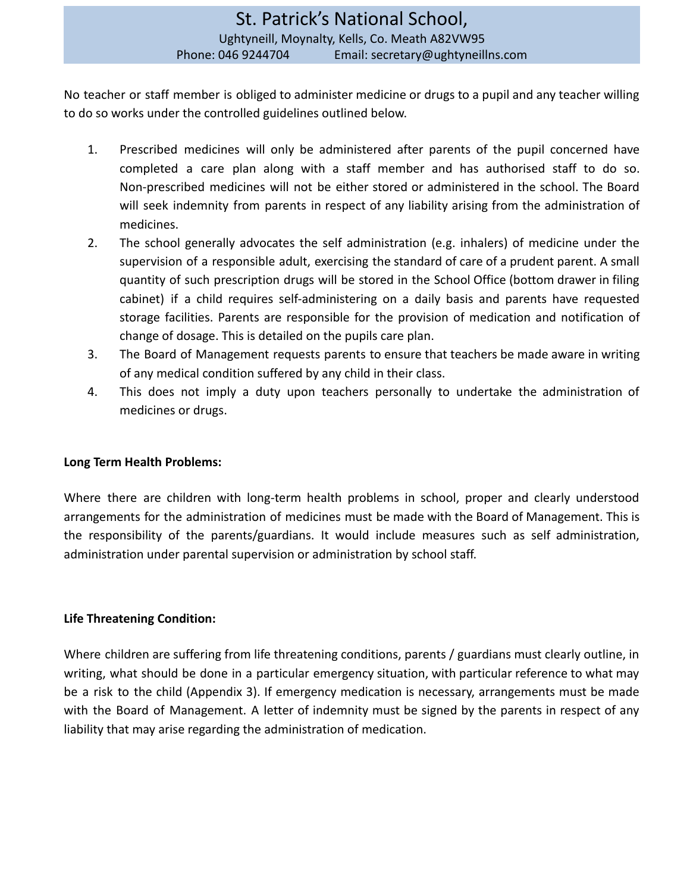No teacher or staff member is obliged to administer medicine or drugs to a pupil and any teacher willing to do so works under the controlled guidelines outlined below.

1. Prescribed medicines will only be administered after parents of the pupil concerned have completed a care plan along with a staff member and has authorised staff to do so. Non-prescribed medicines will not be either stored or administered in the school. The Board will seek indemnity from parents in respect of any liability arising from the administration of medicines.
2. The school generally advocates the self administration (e.g. inhalers) of medicine under the supervision of a responsible adult, exercising the standard of care of a prudent parent. A small quantity of such prescription drugs will be stored in the School Office (bottom drawer in filing cabinet) if a child requires self-administering on a daily basis and parents have requested storage facilities. Parents are responsible for the provision of medication and notification of change of dosage. This is detailed on the pupils care plan.
3. The Board of Management requests parents to ensure that teachers be made aware in writing of any medical condition suffered by any child in their class.
4. This does not imply a duty upon teachers personally to undertake the administration of medicines or drugs.

**Long Term Health Problems:**

Where there are children with long-term health problems in school, proper and clearly understood arrangements for the administration of medicines must be made with the Board of Management. This is the responsibility of the parents/guardians. It would include measures such as self administration, administration under parental supervision or administration by school staff.

**Life Threatening Condition:**

Where children are suffering from life threatening conditions, parents / guardians must clearly outline, in writing, what should be done in a particular emergency situation, with particular reference to what may be a risk to the child (Appendix 3). If emergency medication is necessary, arrangements must be made with the Board of Management. A letter of indemnity must be signed by the parents in respect of any liability that may arise regarding the administration of medication.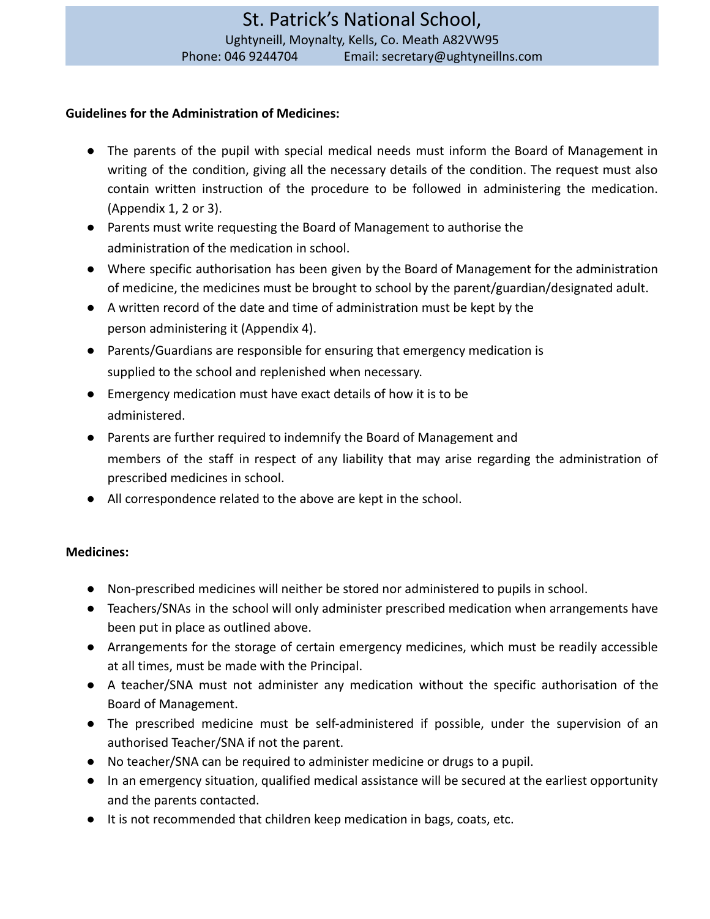**Guidelines for the Administration of Medicines:**

- The parents of the pupil with special medical needs must inform the Board of Management in writing of the condition, giving all the necessary details of the condition. The request must also contain written instruction of the procedure to be followed in administering the medication. (Appendix 1, 2 or 3).
- Parents must write requesting the Board of Management to authorise the administration of the medication in school.
- Where specific authorisation has been given by the Board of Management for the administration of medicine, the medicines must be brought to school by the parent/guardian/designated adult.
- A written record of the date and time of administration must be kept by the person administering it (Appendix 4).
- Parents/Guardians are responsible for ensuring that emergency medication is supplied to the school and replenished when necessary.
- Emergency medication must have exact details of how it is to be administered.
- Parents are further required to indemnify the Board of Management and members of the staff in respect of any liability that may arise regarding the administration of prescribed medicines in school.
- All correspondence related to the above are kept in the school.

**Medicines:**

- Non-prescribed medicines will neither be stored nor administered to pupils in school.
- Teachers/SNAs in the school will only administer prescribed medication when arrangements have been put in place as outlined above.
- Arrangements for the storage of certain emergency medicines, which must be readily accessible at all times, must be made with the Principal.
- A teacher/SNA must not administer any medication without the specific authorisation of the Board of Management.
- The prescribed medicine must be self-administered if possible, under the supervision of an authorised Teacher/SNA if not the parent.
- No teacher/SNA can be required to administer medicine or drugs to a pupil.
- In an emergency situation, qualified medical assistance will be secured at the earliest opportunity and the parents contacted.
- It is not recommended that children keep medication in bags, coats, etc.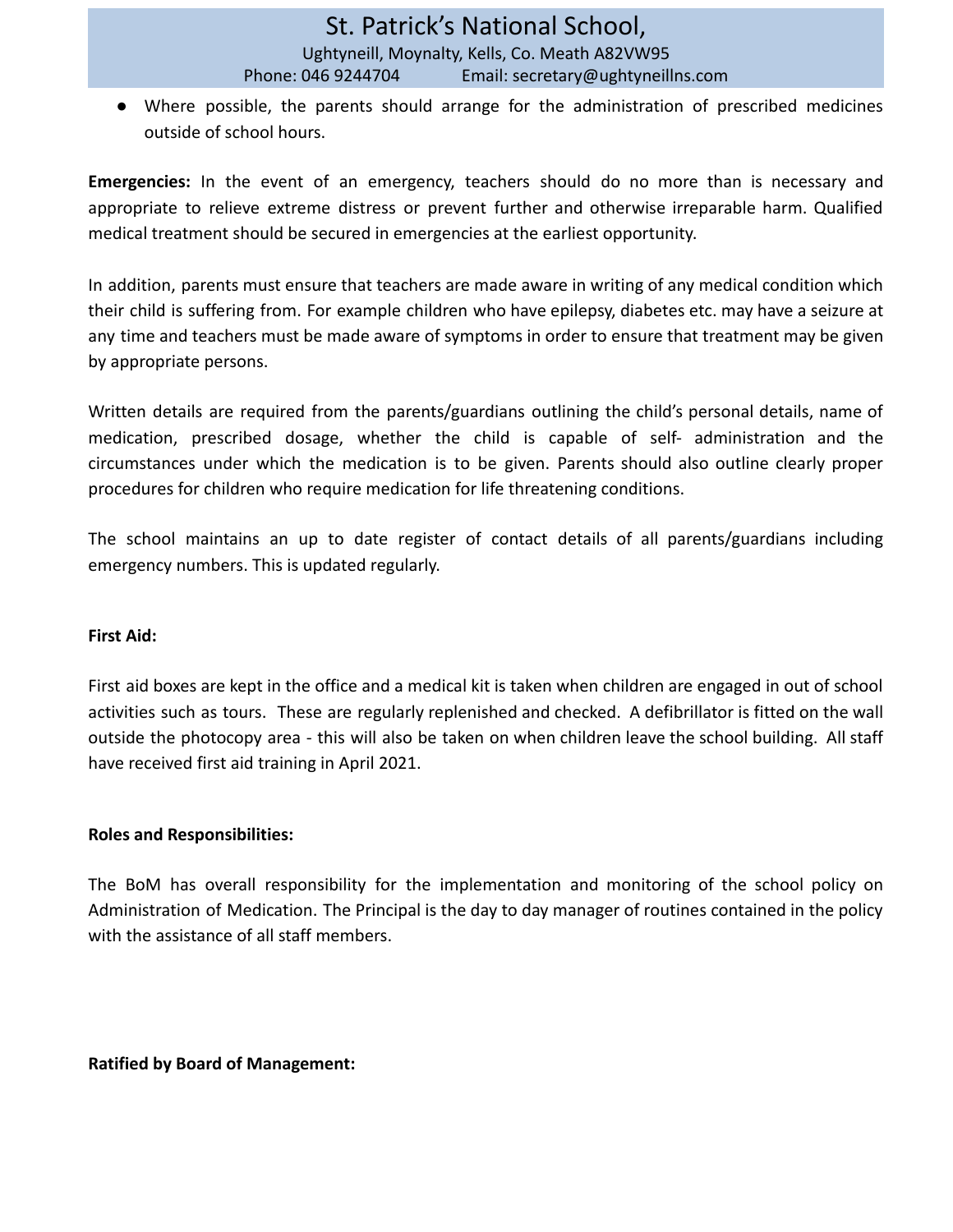- Where possible, the parents should arrange for the administration of prescribed medicines outside of school hours.

**Emergencies:** In the event of an emergency, teachers should do no more than is necessary and appropriate to relieve extreme distress or prevent further and otherwise irreparable harm. Qualified medical treatment should be secured in emergencies at the earliest opportunity.

In addition, parents must ensure that teachers are made aware in writing of any medical condition which their child is suffering from. For example children who have epilepsy, diabetes etc. may have a seizure at any time and teachers must be made aware of symptoms in order to ensure that treatment may be given by appropriate persons.

Written details are required from the parents/guardians outlining the child's personal details, name of medication, prescribed dosage, whether the child is capable of self- administration and the circumstances under which the medication is to be given. Parents should also outline clearly proper procedures for children who require medication for life threatening conditions.

The school maintains an up to date register of contact details of all parents/guardians including emergency numbers. This is updated regularly.

**First Aid:**

First aid boxes are kept in the office and a medical kit is taken when children are engaged in out of school activities such as tours. These are regularly replenished and checked. A defibrillator is fitted on the wall outside the photocopy area - this will also be taken on when children leave the school building. All staff have received first aid training in April 2021.

**Roles and Responsibilities:**

The BoM has overall responsibility for the implementation and monitoring of the school policy on Administration of Medication. The Principal is the day to day manager of routines contained in the policy with the assistance of all staff members.

**Ratified by Board of Management:**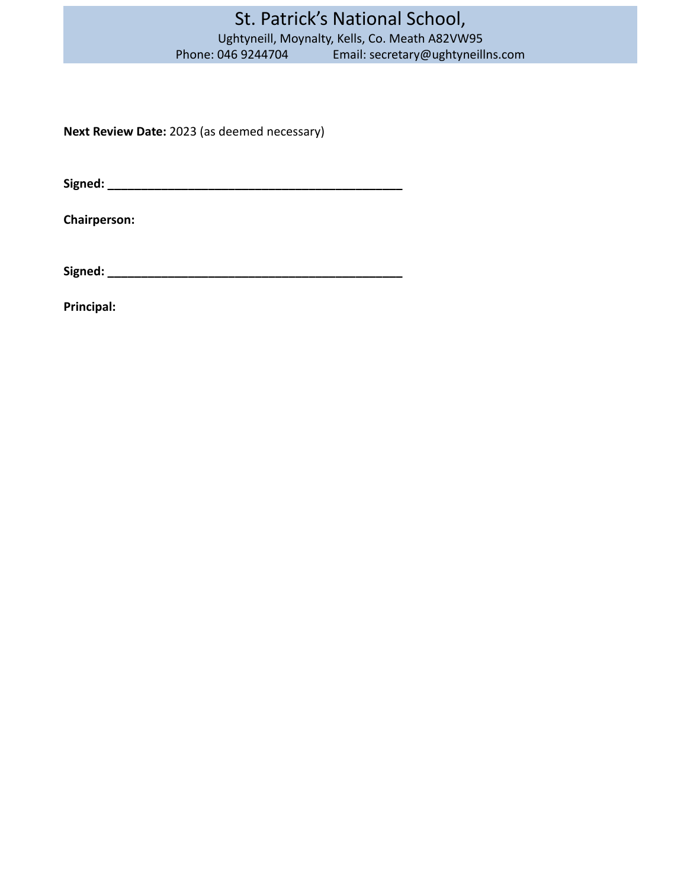**Next Review Date:** 2023 (as deemed necessary)

**Signed: ____________________________________________**

**Chairperson:**

**Signed: ____________________________________________**

**Principal:**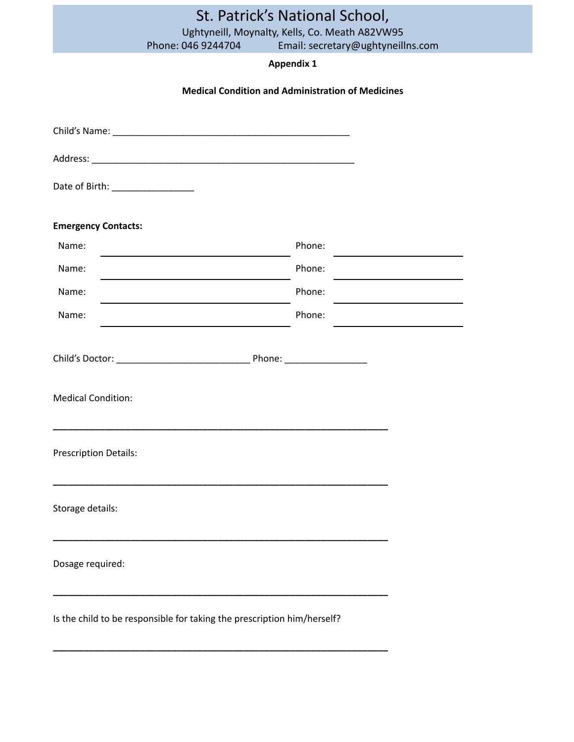# St. Patrick's National School,

Ughtyneill, Moynalty, Kells, Co. Meath A82VW95

Phone: 046 9244704 Email: secretary@ughtyneillns.com

**Appendix 1**

**Medical Condition and Administration of Medicines**

Child's Name: _______________________________________________

Address: _____________________________________________________

Date of Birth: ________________

**Emergency Contacts:**

| Name: | | Phone: | |
|---|---|---|---|
| Name: | | Phone: | |
| Name: | | Phone: | |
| Name: | | Phone: | |

Child's Doctor: __________________________ Phone: ________________

Medical Condition:

_________________________________________________________________

Prescription Details:

_________________________________________________________________

Storage details:

_________________________________________________________________

Dosage required:

_________________________________________________________________

Is the child to be responsible for taking the prescription him/herself?

_________________________________________________________________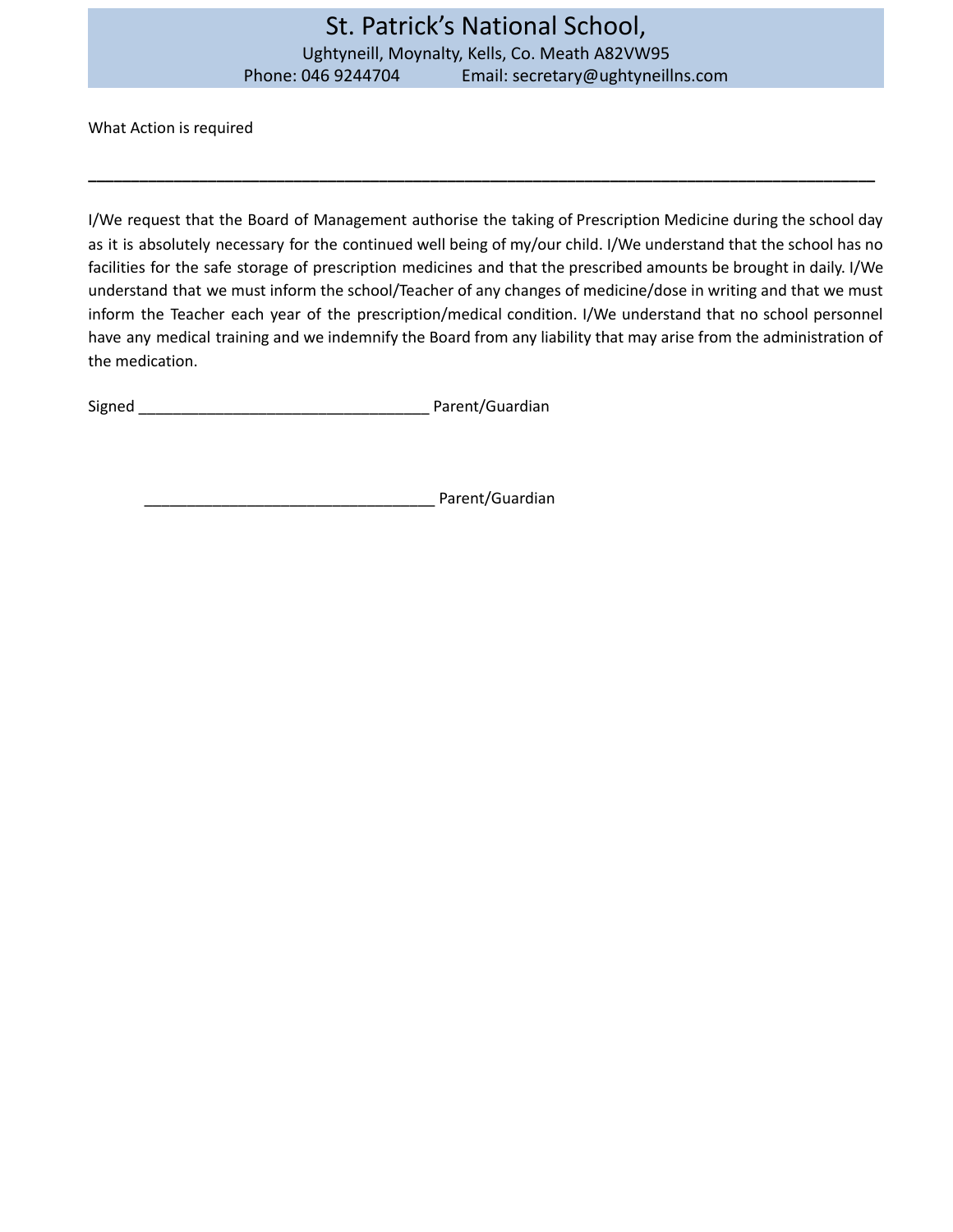# St. Patrick's National School,

Ughtyneill, Moynalty, Kells, Co. Meath A82VW95
Phone: 046 9244704 Email: secretary@ughtyneillns.com

What Action is required

_______________________________________________________________________________

I/We request that the Board of Management authorise the taking of Prescription Medicine during the school day as it is absolutely necessary for the continued well being of my/our child. I/We understand that the school has no facilities for the safe storage of prescription medicines and that the prescribed amounts be brought in daily. I/We understand that we must inform the school/Teacher of any changes of medicine/dose in writing and that we must inform the Teacher each year of the prescription/medical condition. I/We understand that no school personnel have any medical training and we indemnify the Board from any liability that may arise from the administration of the medication.

Signed __________________________________ Parent/Guardian

__________________________________ Parent/Guardian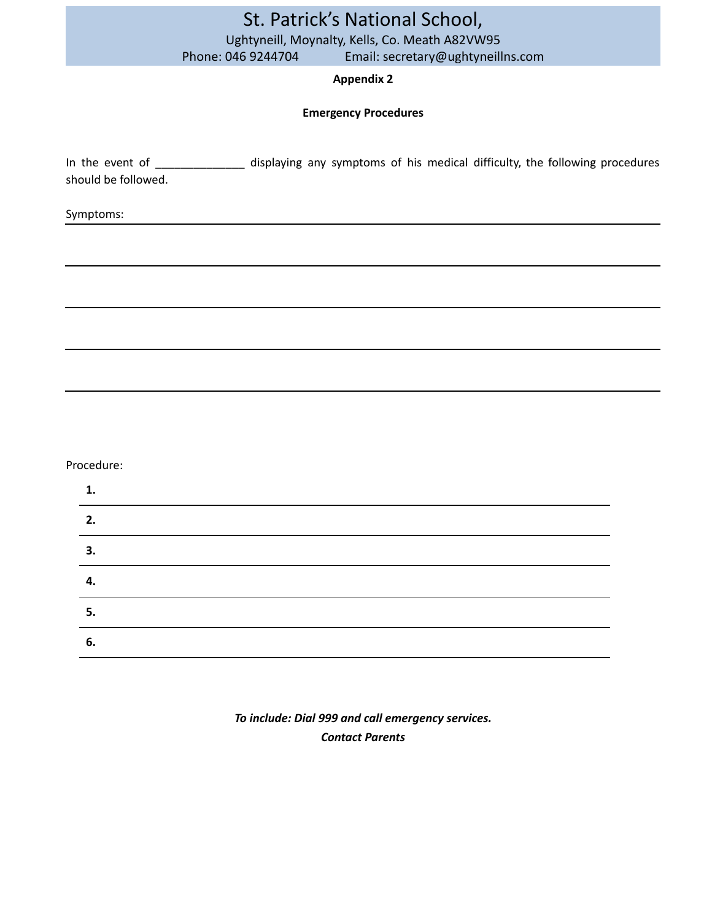St. Patrick's National School,

Ughtyneill, Moynalty, Kells, Co. Meath A82VW95

Phone: 046 9244704 Email: secretary@ughtyneillns.com

**Appendix 2**

**Emergency Procedures**

In the event of ______________ displaying any symptoms of his medical difficulty, the following procedures should be followed.

Symptoms: ____________________________________________

____________________________________________

____________________________________________

____________________________________________

____________________________________________

Procedure:

**1.** ____________________________________________

**2.** ____________________________________________

**3.** ____________________________________________

**4.** ____________________________________________

**5.** ____________________________________________

**6.** ____________________________________________

***To include: Dial 999 and call emergency services.***

***Contact Parents***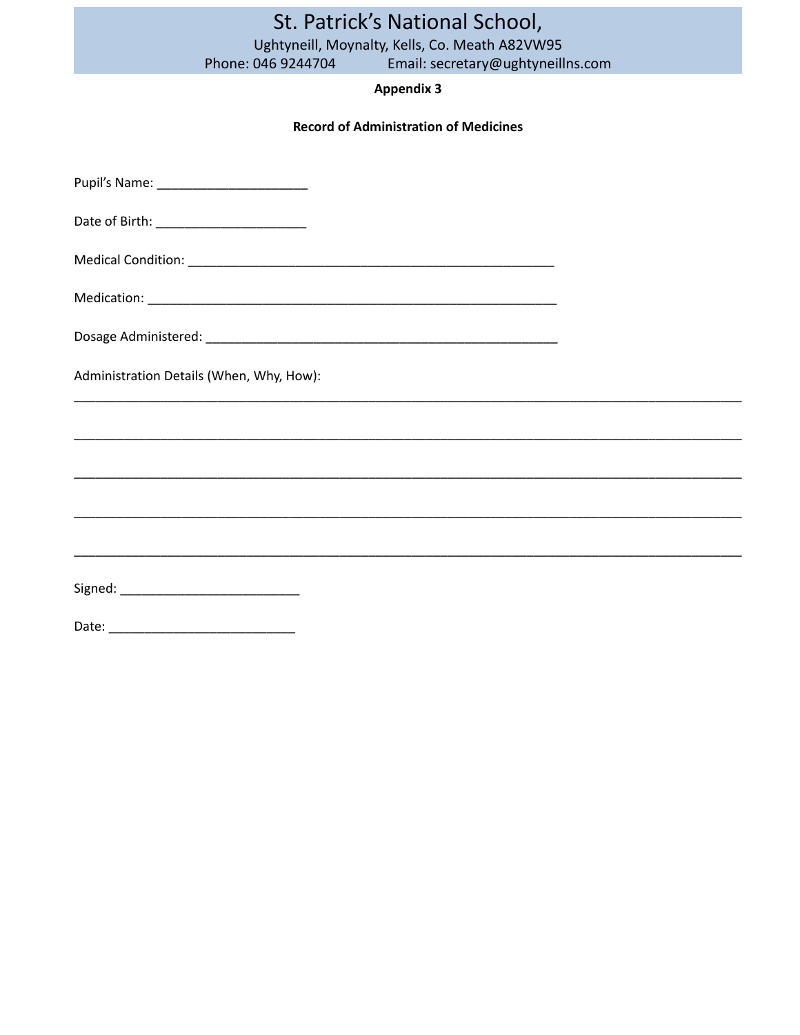# St. Patrick's National School,

Ughtyneill, Moynalty, Kells, Co. Meath A82VW95

Phone: 046 9244704 Email: secretary@ughtyneillns.com

**Appendix 3**

**Record of Administration of Medicines**

Pupil's Name: _____________________

Date of Birth: _____________________

Medical Condition: ____________________________________________________

Medication: ________________________________________________________

Dosage Administered: ________________________________________________

Administration Details (When, Why, How):

________________________________________________________________________________________

________________________________________________________________________________________

________________________________________________________________________________________

________________________________________________________________________________________

________________________________________________________________________________________

Signed: ________________________

Date: _________________________